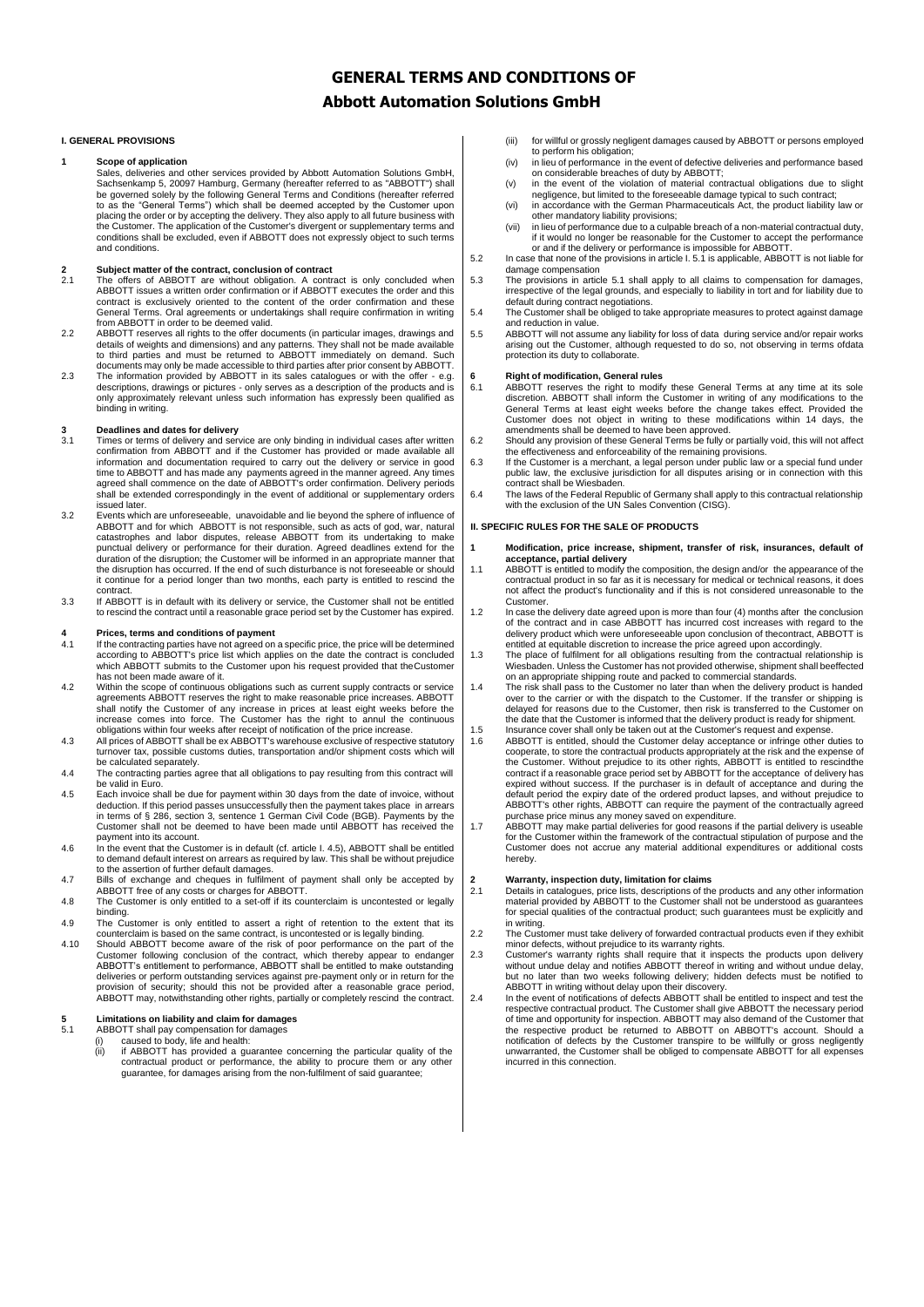# GENERAL TERMS AND CONDITIONS OF

# Abbott Automation Solutions GmbH

## I. GENERAL PROVISIONS

### 1 Scope of application

Sales, deliveries and other services provided by Abbott Automation Solutions GmbH, Sachsenkamp 5, 20097 Hamburg, Germany (hereafter referred to as "ABBOTT") shall be governed solely by the following General Terms and Conditions (hereafter referred to as the "General Terms") which shall be deemed accepted by the Customer upon placing the order or by accepting the delivery. They also apply to all future business with the Customer. The application of the Customer's divergent or supplementary terms and conditions shall be excluded, even if ABBOTT does not expressly object to such terms and conditions.

### 2 Subject matter of the contract, conclusion of contract

2.1 The offers of ABBOTT are without obligation. A contract is only concluded when ABBOTT issues a written order confirmation or if ABBOTT executes the order and this contract is exclusively oriented to the content of the order confirmation and these General Terms. Oral agreements or undertakings shall require confirmation in writing from ABBOTT in order to be deemed valid.

2.2 ABBOTT reserves all rights to the offer documents (in particular images, drawings and details of weights and dimensions) and any patterns. They shall not be made available to third parties and must be returned to ABBOTT immediately on demand. Such documents may only be made accessible to third parties after prior consent by ABBOTT.

2.3 The information provided by ABBOTT in its sales catalogues or with the offer - e.g. descriptions, drawings or pictures - only serves as a description of the products and is only approximately relevant unless such information has expressly been qualified as binding in writing.

### 3 Deadlines and dates for delivery

3.1 Times or terms of delivery and service are only binding in individual cases after written confirmation from ABBOTT and if the Customer has provided or made available all information and documentation required to carry out the delivery or service in good time to ABBOTT and has made any payments agreed in the manner agreed. Any times agreed shall commence on the date of ABBOTT's order confirmation. Delivery periods shall be extended correspondingly in the event of additional or supplementary orders issued later.

3.2 Events which are unforeseeable, unavoidable and lie beyond the sphere of influence of ABBOTT and for which ABBOTT is not responsible, such as acts of god, war, natural catastrophes and labor disputes, release ABBOTT from its undertaking to make punctual delivery or performance for their duration. Agreed deadlines extend for the duration of the disruption; the Customer will be informed in an appropriate manner that the disruption has occurred. If the end of such disturbance is not foreseeable or should it continue for a period longer than two months, each party is entitled to rescind the contract.

3.3 If ABBOTT is in default with its delivery or service, the Customer shall not be entitled to rescind the contract until a reasonable grace period set by the Customer has expired.

### 4 Prices, terms and conditions of payment

4.1 If the contracting parties have not agreed on a specific price, the price will be determined according to ABBOTT's price list which applies on the date the contract is concluded which ABBOTT submits to the Customer upon his request provided that theCustomer has not been made aware of it.

4.2 Within the scope of continuous obligations such as current supply contracts or service agreements ABBOTT reserves the right to make reasonable price increases. ABBOTT shall notify the Customer of any increase in prices at least eight weeks before the increase comes into force. The Customer has the right to annul the continuous obligations within four weeks after receipt of notification of the price increase.

4.3 All prices of ABBOTT shall be ex ABBOTT's warehouse exclusive of respective statutory turnover tax, possible customs duties, transportation and/or shipment costs which will be calculated separately.

4.4 The contracting parties agree that all obligations to pay resulting from this contract will be valid in Euro.

4.5 Each invoice shall be due for payment within 30 days from the date of invoice, without deduction. If this period passes unsuccessfully then the payment takes place in arrears in terms of § 286, section 3, sentence 1 German Civil Code (BGB). Payments by the Customer shall not be deemed to have been made until ABBOTT has received the payment into its account.

4.6 In the event that the Customer is in default (cf. article I. 4.5), ABBOTT shall be entitled to demand default interest on arrears as required by law. This shall be without prejudice to the assertion of further default damages.

4.7 Bills of exchange and cheques in fulfilment of payment shall only be accepted by ABBOTT free of any costs or charges for ABBOTT.

4.8 The Customer is only entitled to a set-off if its counterclaim is uncontested or legally binding.

4.9 The Customer is only entitled to assert a right of retention to the extent that its counterclaim is based on the same contract, is uncontested or is legally binding.

4.10 Should ABBOTT become aware of the risk of poor performance on the part of the Customer following conclusion of the contract, which thereby appear to endanger ABBOTT's entitlement to performance, ABBOTT shall be entitled to make outstanding deliveries or perform outstanding services against pre-payment only or in return for the provision of security; should this not be provided after a reasonable grace period, ABBOTT may, notwithstanding other rights, partially or completely rescind the contract.

### 5 Limitations on liability and claim for damages

5.1 ABBOTT shall pay compensation for damages

- (i) caused to body, life and health:
- (ii) if ABBOTT has provided a guarantee concerning the particular quality of the contractual product or performance, the ability to procure them or any other guarantee, for damages arising from the non-fulfilment of said guarantee;
- (iii) for willful or grossly negligent damages caused by ABBOTT or persons employed to perform his obligation;
- (iv) in lieu of performance in the event of defective deliveries and performance based on considerable breaches of duty by ABBOTT;
- (v) in the event of the violation of material contractual obligations due to slight negligence, but limited to the foreseeable damage typical to such contract;
- (vi) in accordance with the German Pharmaceuticals Act, the product liability law or other mandatory liability provisions;
- (vii) in lieu of performance due to a culpable breach of a non-material contractual duty, if it would no longer be reasonable for the Customer to accept the performance or and if the delivery or performance is impossible for ABBOTT.

5.2 In case that none of the provisions in article I. 5.1 is applicable, ABBOTT is not liable for damage compensation

5.3 The provisions in article 5.1 shall apply to all claims to compensation for damages, irrespective of the legal grounds, and especially to liability in tort and for liability due to default during contract negotiations.

5.4 The Customer shall be obliged to take appropriate measures to protect against damage and reduction in value.

5.5 ABBOTT will not assume any liability for loss of data during service and/or repair works arising out the Customer, although requested to do so, not observing in terms ofdata protection its duty to collaborate.

### 6 Right of modification, General rules

6.1 ABBOTT reserves the right to modify these General Terms at any time at its sole discretion. ABBOTT shall inform the Customer in writing of any modifications to the General Terms at least eight weeks before the change takes effect. Provided the Customer does not object in writing to these modifications within 14 days, the amendments shall be deemed to have been approved.

6.2 Should any provision of these General Terms be fully or partially void, this will not affect the effectiveness and enforceability of the remaining provisions.

6.3 If the Customer is a merchant, a legal person under public law or a special fund under public law, the exclusive jurisdiction for all disputes arising or in connection with this contract shall be Wiesbaden.

6.4 The laws of the Federal Republic of Germany shall apply to this contractual relationship with the exclusion of the UN Sales Convention (CISG).

## II. SPECIFIC RULES FOR THE SALE OF PRODUCTS

### 1 Modification, price increase, shipment, transfer of risk, insurances, default of acceptance, partial delivery

1.1 ABBOTT is entitled to modify the composition, the design and/or the appearance of the contractual product in so far as it is necessary for medical or technical reasons, it does not affect the product's functionality and if this is not considered unreasonable to the Customer.

1.2 In case the delivery date agreed upon is more than four (4) months after the conclusion of the contract and in case ABBOTT has incurred cost increases with regard to the delivery product which were unforeseeable upon conclusion of thecontract, ABBOTT is entitled at equitable discretion to increase the price agreed upon accordingly.

1.3 The place of fulfilment for all obligations resulting from the contractual relationship is Wiesbaden. Unless the Customer has not provided otherwise, shipment shall beeffected on an appropriate shipping route and packed to commercial standards.

1.4 The risk shall pass to the Customer no later than when the delivery product is handed over to the carrier or with the dispatch to the Customer. If the transfer or shipping is delayed for reasons due to the Customer, then risk is transferred to the Customer on the date that the Customer is informed that the delivery product is ready for shipment.

1.5 Insurance cover shall only be taken out at the Customer's request and expense.

1.6 ABBOTT is entitled, should the Customer delay acceptance or infringe other duties to cooperate, to store the contractual products appropriately at the risk and the expense of the Customer. Without prejudice to its other rights, ABBOTT is entitled to rescindthe contract if a reasonable grace period set by ABBOTT for the acceptance of delivery has expired without success. If the purchaser is in default of acceptance and during the default period the expiry date of the ordered product lapses, and without prejudice to ABBOTT's other rights, ABBOTT can require the payment of the contractually agreed purchase price minus any money saved on expenditure.

1.7 ABBOTT may make partial deliveries for good reasons if the partial delivery is useable for the Customer within the framework of the contractual stipulation of purpose and the Customer does not accrue any material additional expenditures or additional costs hereby.

### 2 Warranty, inspection duty, limitation for claims

2.1 Details in catalogues, price lists, descriptions of the products and any other information material provided by ABBOTT to the Customer shall not be understood as guarantees for special qualities of the contractual product; such guarantees must be explicitly and in writing.

2.2 The Customer must take delivery of forwarded contractual products even if they exhibit minor defects, without prejudice to its warranty rights.

2.3 Customer's warranty rights shall require that it inspects the products upon delivery without undue delay and notifies ABBOTT thereof in writing and without undue delay, but no later than two weeks following delivery; hidden defects must be notified to ABBOTT in writing without delay upon their discovery.

2.4 In the event of notifications of defects ABBOTT shall be entitled to inspect and test the respective contractual product. The Customer shall give ABBOTT the necessary period of time and opportunity for inspection. ABBOTT may also demand of the Customer that the respective product be returned to ABBOTT on ABBOTT's account. Should a notification of defects by the Customer transpire to be willfully or gross negligently unwarranted, the Customer shall be obliged to compensate ABBOTT for all expenses incurred in this connection.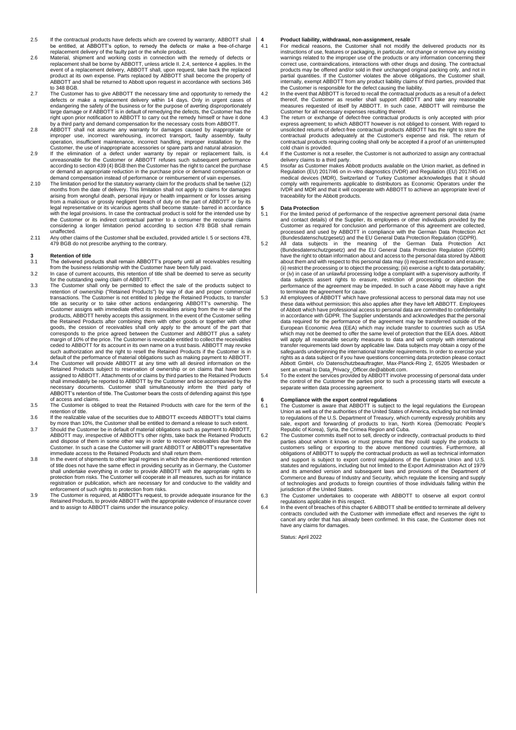2.5 If the contractual products have defects which are covered by warranty, ABBOTT shall be entitled, at ABBOTT's option, to remedy the defects or make a free-of-charge replacement delivery of the faulty part or the whole product.

2.6 Material, shipment and working costs in connection with the remedy of defects or replacement shall be borne by ABBOTT, unless article II. 2.4, sentence 4 applies. In the event of a replacement delivery, ABBOTT shall, upon request, take back the replaced product at its own expense. Parts replaced by ABBOTT shall become the property of ABBOTT and shall be returned to Abbott upon request in accordance with sections 346 to 348 BGB.

2.7 The Customer has to give ABBOTT the necessary time and opportunity to remedy the defects or make a replacement delivery within 14 days. Only in urgent cases of endangering the safety of the business or for the purpose of averting disproportionately large damage or if ABBOTT is in default of remedying the defects, the Customer has the right upon prior notification to ABBOTT to carry out the remedy himself or have it done by a third party and demand compensation for the necessary costs from ABBOTT.

2.8 ABBOTT shall not assume any warranty for damages caused by inappropriate or improper use, incorrect warehousing, incorrect transport, faulty assembly, faulty operation, insufficient maintenance, incorrect handling, improper installation by the Customer, the use of inappropriate accessories or spare parts and natural abrasion.

2.9 If the elimination of a defect under warranty by repair or replacement fails, is unreasonable for the Customer or ABBOTT refuses such subsequent performance according to section 439 (4) BGB then the Customer has the right to cancel the purchase or demand an appropriate reduction in the purchase price or demand compensation or demand compensation instead of performance or reimbursement of vain expenses.

2.10 The limitation period for the statutory warranty claim for the products shall be twelve (12) months from the date of delivery. This limitation shall not apply to claims for damages arising from wrongful death, personal injury or health impairment or for losses arising from a malicious or grossly negligent breach of duty on the part of ABBOTT or by its legal representative or its vicarious agents shall become statute- barred in accordance with the legal provisions. In case the contractual product is sold for the intended use by the Customer or its indirect contractual partner to a consumer the recourse claims considering a longer limitation period according to section 478 BGB shall remain unaffected.

2.11 Any other claims of the Customer shall be excluded, provided article I. 5 or sections 478, 479 BGB do not prescribe anything to the contrary.

## 3 Retention of title

3.1 The delivered products shall remain ABBOTT's property until all receivables resulting from the business relationship with the Customer have been fully paid.

3.2 In case of current accounts, this retention of title shall be deemed to serve as security for the outstanding owing claim of ABBOTT.

3.3 The Customer shall only be permitted to effect the sale of the products subject to retention of ownership ("Retained Products") by way of due and proper commercial transactions. The Customer is not entitled to pledge the Retained Products, to transfer title as security or to take other actions endangering ABBOTT's ownership. The Customer assigns with immediate effect its receivables arising from the re-sale of the products, ABBOTT hereby accepts this assignment. In the event of the Customer selling the Retained Products after combining them with other goods or together with other goods, the cession of receivables shall only apply to the amount of the part that corresponds to the price agreed between the Customer and ABBOTT plus a safety margin of 10% of the price. The Customer is revocable entitled to collect the receivables ceded to ABBOTT for its account in its own name on a trust basis. ABBOTT may revoke such authorization and the right to resell the Retained Products if the Customer is in default of the performance of material obligations such as making payment to ABBOTT.

3.4 The Customer will provide ABBOTT at any time with all desired information on the Retained Products subject to reservation of ownership or on claims that have been assigned to ABBOTT. Attachments of or claims by third parties to the Retained Products shall immediately be reported to ABBOTT by the Customer and be accompanied by the necessary documents. Customer shall simultaneously inform the third party of ABBOTT's retention of title. The Customer bears the costs of defending against this type of access and claims.

3.5 The Customer is obliged to treat the Retained Products with care for the term of the retention of title.

3.6 If the realizable value of the securities due to ABBOTT exceeds ABBOTT's total claims by more than 10%, the Customer shall be entitled to demand a release to such extent.

3.7 Should the Customer be in default of material obligations such as payment to ABBOTT, ABBOTT may, irrespective of ABBOTT's other rights, take back the Retained Products and dispose of them in some other way in order to recover receivables due from the Customer. In such a case the Customer will grant ABBOTT or ABBOTT's representative immediate access to the Retained Products and shall return them.

3.8 In the event of shipments to other legal regimes in which the above-mentioned retention of title does not have the same effect in providing security as in Germany, the Customer shall undertake everything in order to provide ABBOTT with the appropriate rights to protection from risks. The Customer will cooperate in all measures, such as for instance registration or publication, which are necessary for and conducive to the validity and enforcement of such rights to protection from risks.

3.9 The Customer is required, at ABBOTT's request, to provide adequate insurance for the Retained Products, to provide ABBOTT with the appropriate evidence of insurance cover and to assign to ABBOTT claims under the insurance policy.

## 4 Product liability, withdrawal, non-assignment, resale

4.1 For medical reasons, the Customer shall not modify the delivered products nor its instructions of use, features or packaging, in particular, not change or remove any existing warnings related to the improper use of the products or any information concerning their correct use, contraindications, interactions with other drugs and dosing. The contractual products may be offered and/or sold in their unchanged original packing only, and not in partial quantities. If the Customer violates the above obligations, the Customer shall, internally, exempt ABBOTT from any product liability claims of third parties, provided that the Customer is responsible for the defect causing the liability.

4.2 In the event that ABBOTT is forced to recall the contractual products as a result of a defect thereof, the Customer as reseller shall support ABBOTT and take any reasonable measures requested of itself by ABBOTT. In such case, ABBOTT will reimburse the Customer for all necessary expenses resulting thereof.

4.3 The return or exchange of defect-free contractual products is only accepted with prior express agreement; to which ABBOTT however is not obliged to consent. With regard to unsolicited returns of defect-free contractual products ABBOTT has the right to store the contractual products adequately at the Customer's expense and risk. The return of contractual products requiring cooling shall only be accepted if a proof of an uninterrupted cold chain is provided.

4.4 If the Customer is not a reseller, the Customer is not authorized to assign any contractual delivery claims to a third party.

4.5 Insofar as Customer makes Abbott products available on the Union market, as defined in Regulation (EU) 2017/46 on in-vitro diagnostics (IVDR) and Regulation (EU) 2017/45 on medical devices (MDR), Switzerland or Turkey Customer acknowledges that it should comply with requirements applicable to distributors as Economic Operators under the IVDR and MDR and that it will cooperate with ABBOTT to achieve an appropriate level of traceability for the Abbott products.

## 5 Data Protection

5.1 For the limited period of performance of the respective agreement personal data (name and contact details) of the Supplier, its employees or other individuals provided by the Customer as required for conclusion and performance of this agreement are collected, processed and used by ABBOTT in compliance with the German Data Protection Act (Bundesdatenschutzgesetz) and the EU General Data Protection Regulation (GDPR).

5.2 All data subjects in the meaning of the German Data Protection Act (Bundesdatenschutzgesetz) and the EU General Data Protection Regulation (GDPR) have the right to obtain information about and access to the personal data stored by Abbott about them and with respect to this personal data may (i) request rectification and erasure; (ii) restrict the processing or to object the processing; (iii) exercise a right to data portability; or (iv) in case of an unlawful processing lodge a complaint with a supervisory authority. If data subjects assert rights to erasure, restriction of processing or objection the performance of the agreement may be impeded. In such a case Abbott may have a right to terminate the agreement for cause.

5.3 All employees of ABBOTT which have professional access to personal data may not use these data without permission; this also applies after they have left ABBOTT. Employees of Abbott which have professional access to personal data are committed to confidentiality in accordance with GDPR. The Supplier understands and acknowledges that the personal data required for the performance of the agreement may be transferred outside of the European Economic Area (EEA) which may include transfer to countries such as USA which may not be deemed to offer the same level of protection that the EEA does. Abbott will apply all reasonable security measures to data and will comply with international transfer requirements laid down by applicable law. Data subjects may obtain a copy of the safeguards underpinning the international transfer requirements. In order to exercise your rights as a data subject or if you have questions concerning data protection please contact Abbott GmbH, c/o Datenschutzbeauftragter, Max-Planck-Ring 2, 65205 Wiesbaden or sent an email to Data_Privacy_Officer.de@abbott.com.

5.4 To the extent the services provided by ABBOTT involve processing of personal data under the control of the Customer the parties prior to such a processing starts will execute a separate written data processing agreement.

## 6 Compliance with the export control regulations

6.1 The Customer is aware that ABBOTT is subject to the legal regulations the European Union as well as of the authorities of the United States of America, including but not limited to regulations of the U.S. Department of Treasury, which currently expressly prohibits any sale, export and forwarding of products to Iran, North Korea (Democratic People's Republic of Korea), Syria, the Crimea Region and Cuba.

6.2 The Customer commits itself not to sell, directly or indirectly, contractual products to third parties about whom it knows or must presume that they could supply the products to customers selling or exporting to the above mentioned countries. Furthermore, all obligations of ABBOTT to supply the contractual products as well as technical information and support is subject to export control regulations of the European Union and U.S. statutes and regulations, including but not limited to the Export Administration Act of 1979 and its amended version and subsequent laws and provisions of the Department of Commerce and Bureau of Industry and Security, which regulate the licensing and supply of technologies and products to foreign countries of those individuals falling within the jurisdiction of the United States.

6.3 The Customer undertakes to cooperate with ABBOTT to observe all export control regulations applicable in this respect.

6.4 In the event of breaches of this chapter 6 ABBOTT shall be entitled to terminate all delivery contracts concluded with the Customer with immediate effect and reserves the right to cancel any order that has already been confirmed. In this case, the Customer does not have any claims for damages.

Status: April 2022